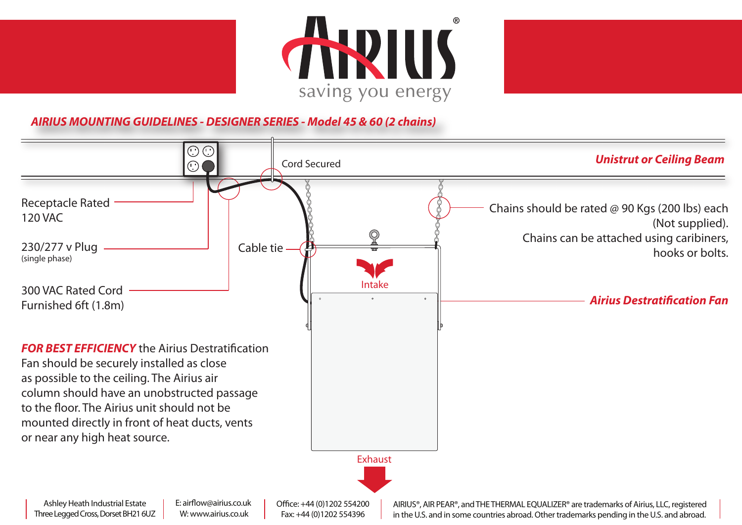AIRIUS®

saving you energy

## *AIRIUS MOUNTING GUIDELINES - DESIGNER SERIES - Model 45 & 60 (2 chains)*

Cord Secured

*Unistrut or Ceiling Beam*

Receptacle Rated 120 VAC

230/277 v Plug
(single phase)

Cable tie

300 VAC Rated Cord Furnished 6ft (1.8m)

Chains should be rated @ 90 Kgs (200 lbs) each (Not supplied).
Chains can be attached using caribiners, hooks or bolts.

Intake

*Airius Destratification Fan*

Exhaust

***FOR BEST EFFICIENCY*** the Airius Destratification Fan should be securely installed as close as possible to the ceiling. The Airius air column should have an unobstructed passage to the floor. The Airius unit should not be mounted directly in front of heat ducts, vents or near any high heat source.

Ashley Heath Industrial Estate
Three Legged Cross, Dorset BH21 6UZ

E: airflow@airius.co.uk
W: www.airius.co.uk

Office: +44 (0)1202 554200
Fax: +44 (0)1202 554396

AIRIUS®, AIR PEAR®, and THE THERMAL EQUALIZER® are trademarks of Airius, LLC, registered in the U.S. and in some countries abroad. Other trademarks pending in the U.S. and abroad.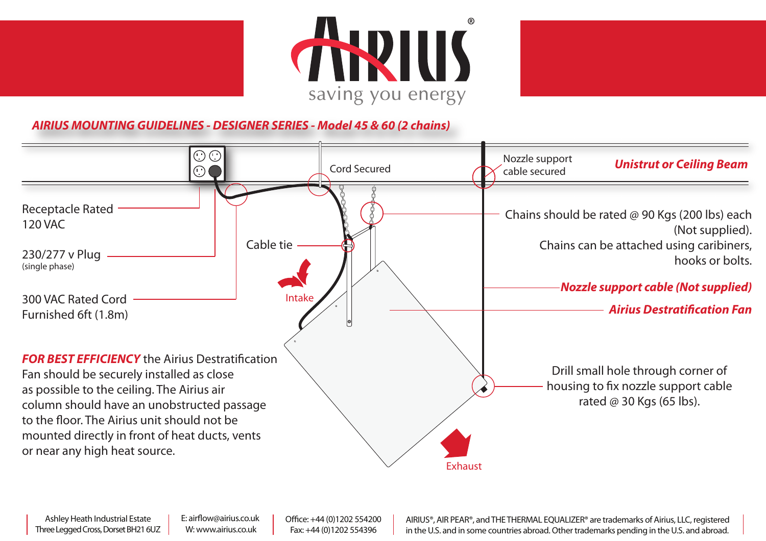AIRIUS

saving you energy

## *AIRIUS MOUNTING GUIDELINES - DESIGNER SERIES - Model 45 & 60 (2 chains)*

Cord Secured

Nozzle support cable secured

***Unistrut or Ceiling Beam***

Receptacle Rated 120 VAC

230/277 v Plug (single phase)

300 VAC Rated Cord Furnished 6ft (1.8m)

Cable tie

Intake

Chains should be rated @ 90 Kgs (200 lbs) each (Not supplied). Chains can be attached using caribiners, hooks or bolts.

***Nozzle support cable (Not supplied)***

***Airius Destratification Fan***

***FOR BEST EFFICIENCY*** the Airius Destratification Fan should be securely installed as close as possible to the ceiling. The Airius air column should have an unobstructed passage to the floor. The Airius unit should not be mounted directly in front of heat ducts, vents or near any high heat source.

Drill small hole through corner of housing to fix nozzle support cable rated @ 30 Kgs (65 lbs).

Exhaust

Ashley Heath Industrial Estate
Three Legged Cross, Dorset BH21 6UZ

E: airflow@airius.co.uk
W: www.airius.co.uk

Office: +44 (0)1202 554200
Fax: +44 (0)1202 554396

AIRIUS®, AIR PEAR®, and THE THERMAL EQUALIZER® are trademarks of Airius, LLC, registered in the U.S. and in some countries abroad. Other trademarks pending in the U.S. and abroad.